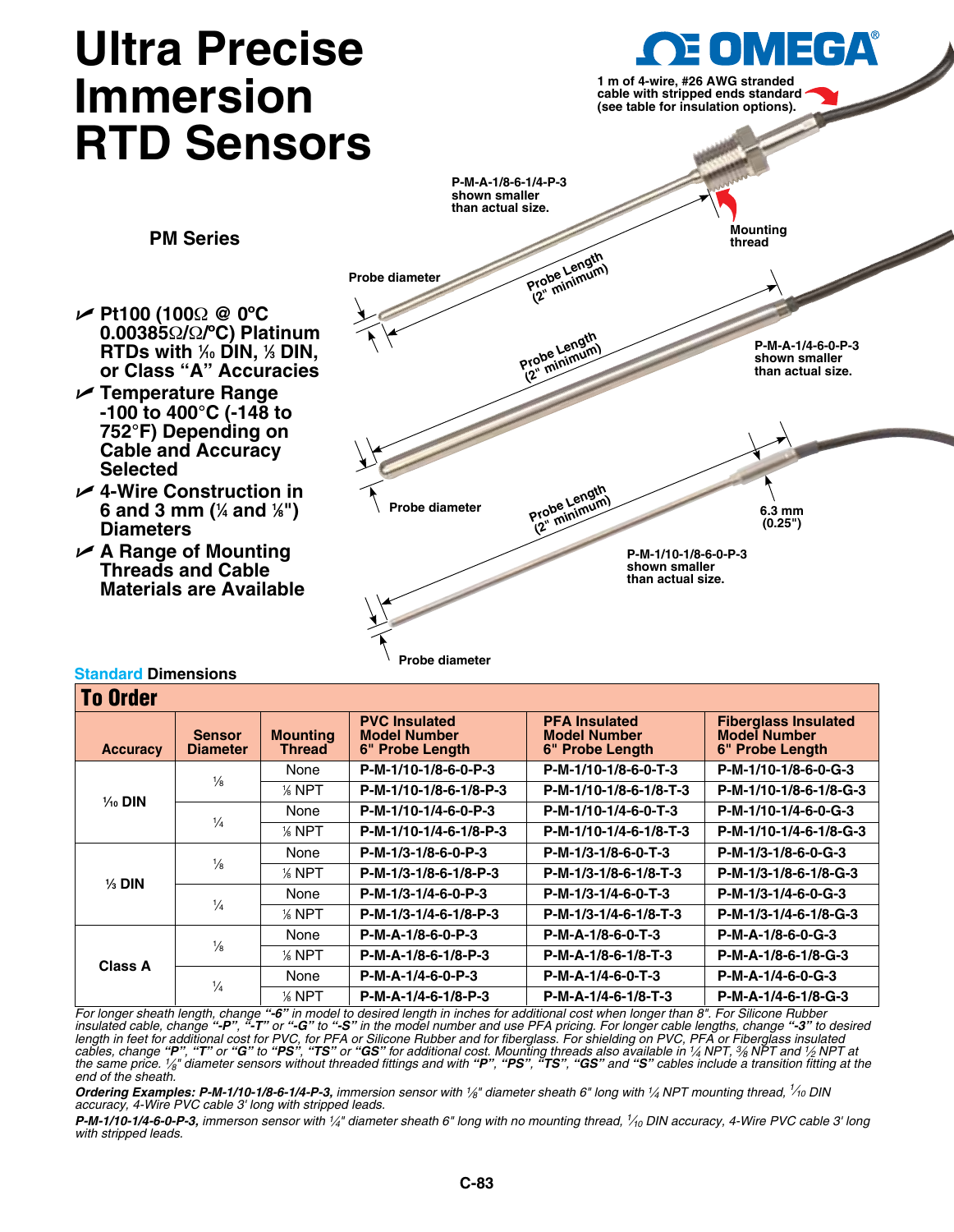# Ultra Precise Immersion RTD Sensors

OMEGA

1 m of 4-wire, #26 AWG stranded cable with stripped ends standard (see table for insulation options).

P-M-A-1/8-6-1/4-P-3 shown smaller than actual size.

Mounting thread

**PM Series**

Probe diameter

Probe Length (2" minimum)

P-M-A-1/4-6-0-P-3 shown smaller than actual size.

Probe Length (2" minimum)

Probe diameter

Probe Length (2" minimum)

6.3 mm (0.25")

P-M-1/10-1/8-6-0-P-3 shown smaller than actual size.

Probe diameter

- **Pt100 (100Ω @ 0°C 0.00385Ω/Ω/°C) Platinum RTDs with 1⁄10 DIN, 1⁄3 DIN, or Class "A" Accuracies**
- **Temperature Range -100 to 400°C (-148 to 752°F) Depending on Cable and Accuracy Selected**
- **4-Wire Construction in 6 and 3 mm (¼ and ⅛") Diameters**
- **A Range of Mounting Threads and Cable Materials are Available**

**Standard Dimensions**

## To Order

| Accuracy | Sensor Diameter | Mounting Thread | PVC Insulated Model Number 6" Probe Length | PFA Insulated Model Number 6" Probe Length | Fiberglass Insulated Model Number 6" Probe Length |
|---|---|---|---|---|---|
| 1⁄10 DIN | ⅛ | None | P-M-1/10-1/8-6-0-P-3 | P-M-1/10-1/8-6-0-T-3 | P-M-1/10-1/8-6-0-G-3 |
| | | ⅛ NPT | P-M-1/10-1/8-6-1/8-P-3 | P-M-1/10-1/8-6-1/8-T-3 | P-M-1/10-1/8-6-1/8-G-3 |
| | ¼ | None | P-M-1/10-1/4-6-0-P-3 | P-M-1/10-1/4-6-0-T-3 | P-M-1/10-1/4-6-0-G-3 |
| | | ⅛ NPT | P-M-1/10-1/4-6-1/8-P-3 | P-M-1/10-1/4-6-1/8-T-3 | P-M-1/10-1/4-6-1/8-G-3 |
| ⅓ DIN | ⅛ | None | P-M-1/3-1/8-6-0-P-3 | P-M-1/3-1/8-6-0-T-3 | P-M-1/3-1/8-6-0-G-3 |
| | | ⅛ NPT | P-M-1/3-1/8-6-1/8-P-3 | P-M-1/3-1/8-6-1/8-T-3 | P-M-1/3-1/8-6-1/8-G-3 |
| | ¼ | None | P-M-1/3-1/4-6-0-P-3 | P-M-1/3-1/4-6-0-T-3 | P-M-1/3-1/4-6-0-G-3 |
| | | ⅛ NPT | P-M-1/3-1/4-6-1/8-P-3 | P-M-1/3-1/4-6-1/8-T-3 | P-M-1/3-1/4-6-1/8-G-3 |
| Class A | ⅛ | None | P-M-A-1/8-6-0-P-3 | P-M-A-1/8-6-0-T-3 | P-M-A-1/8-6-0-G-3 |
| | | ⅛ NPT | P-M-A-1/8-6-1/8-P-3 | P-M-A-1/8-6-1/8-T-3 | P-M-A-1/8-6-1/8-G-3 |
| | ¼ | None | P-M-A-1/4-6-0-P-3 | P-M-A-1/4-6-0-T-3 | P-M-A-1/4-6-0-G-3 |
| | | ⅛ NPT | P-M-A-1/4-6-1/8-P-3 | P-M-A-1/4-6-1/8-T-3 | P-M-A-1/4-6-1/8-G-3 |

*For longer sheath length, change **"-6"** in model to desired length in inches for additional cost when longer than 8". For Silicone Rubber insulated cable, change **"-P"**, **"-T"** or **"-G"** to **"-S"** in the model number and use PFA pricing. For longer cable lengths, change **"-3"** to desired length in feet for additional cost for PVC, for PFA or Silicone Rubber and for fiberglass. For shielding on PVC, PFA or Fiberglass insulated cables, change **"P"**, **"T"** or **"G"** to **"PS"**, **"TS"** or **"GS"** for additional cost. Mounting threads also available in ¼ NPT, ⅜ NPT and ½ NPT at the same price. ⅛" diameter sensors without threaded fittings and with **"P"**, **"PS"**, **"TS"**, **"GS"** and **"S"** cables include a transition fitting at the end of the sheath.*

***Ordering Examples: P-M-1/10-1/8-6-1/4-P-3,** immersion sensor with ⅛" diameter sheath 6" long with ¼ NPT mounting thread, 1⁄10 DIN accuracy, 4-Wire PVC cable 3' long with stripped leads.*

***P-M-1/10-1/4-6-0-P-3,** immerson sensor with ¼" diameter sheath 6" long with no mounting thread, 1⁄10 DIN accuracy, 4-Wire PVC cable 3' long with stripped leads.*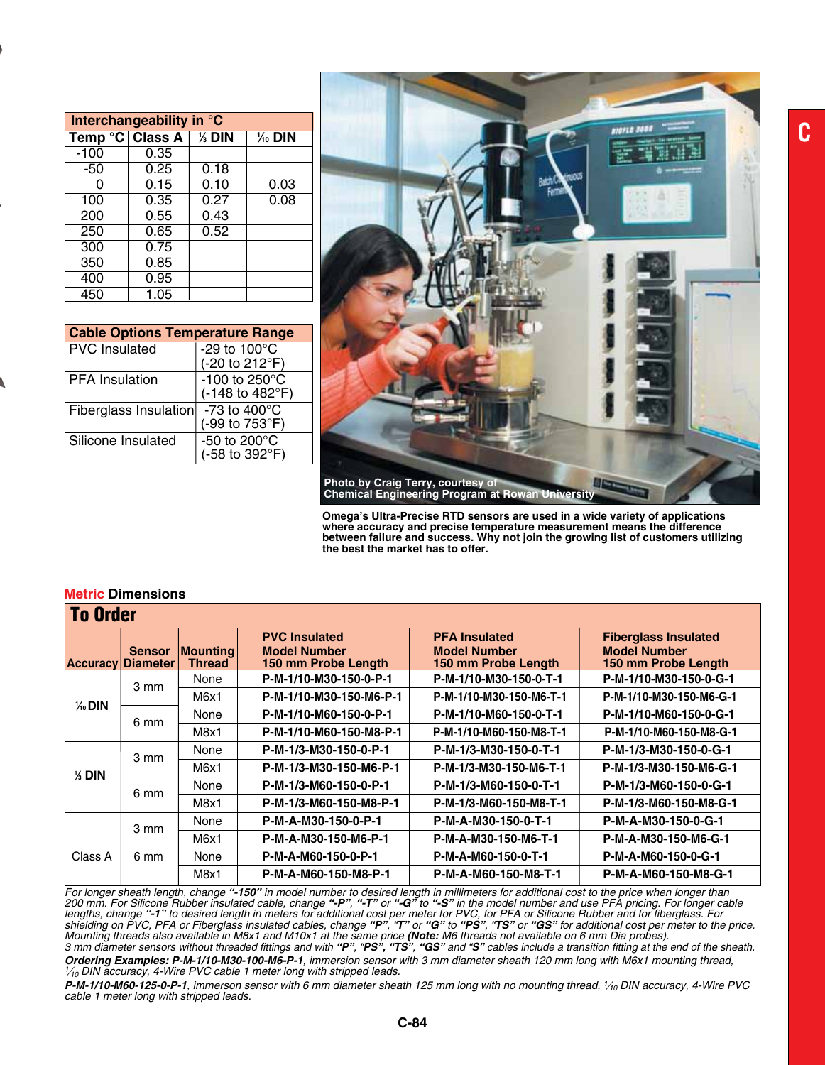| Interchangeability in °C | | | |
|---|---|---|---|
| Temp °C | Class A | 1/3 DIN | 1/10 DIN |
| -100 | 0.35 | | |
| -50 | 0.25 | 0.18 | |
| 0 | 0.15 | 0.10 | 0.03 |
| 100 | 0.35 | 0.27 | 0.08 |
| 200 | 0.55 | 0.43 | |
| 250 | 0.65 | 0.52 | |
| 300 | 0.75 | | |
| 350 | 0.85 | | |
| 400 | 0.95 | | |
| 450 | 1.05 | | |

| Cable Options Temperature Range | |
|---|---|
| PVC Insulated | -29 to 100°C (-20 to 212°F) |
| PFA Insulation | -100 to 250°C (-148 to 482°F) |
| Fiberglass Insulation | -73 to 400°C (-99 to 753°F) |
| Silicone Insulated | -50 to 200°C (-58 to 392°F) |

Photo by Craig Terry, courtesy of Chemical Engineering Program at Rowan University

**Omega's Ultra-Precise RTD sensors are used in a wide variety of applications where accuracy and precise temperature measurement means the difference between failure and success. Why not join the growing list of customers utilizing the best the market has to offer.**

**Metric Dimensions**

## To Order

| Accuracy | Sensor Diameter | Mounting Thread | PVC Insulated Model Number 150 mm Probe Length | PFA Insulated Model Number 150 mm Probe Length | Fiberglass Insulated Model Number 150 mm Probe Length |
|---|---|---|---|---|---|
| 1/10 DIN | 3 mm | None | P-M-1/10-M30-150-0-P-1 | P-M-1/10-M30-150-0-T-1 | P-M-1/10-M30-150-0-G-1 |
| | | M6x1 | P-M-1/10-M30-150-M6-P-1 | P-M-1/10-M30-150-M6-T-1 | P-M-1/10-M30-150-M6-G-1 |
| | 6 mm | None | P-M-1/10-M60-150-0-P-1 | P-M-1/10-M60-150-0-T-1 | P-M-1/10-M60-150-0-G-1 |
| | | M8x1 | P-M-1/10-M60-150-M8-P-1 | P-M-1/10-M60-150-M8-T-1 | P-M-1/10-M60-150-M8-G-1 |
| 1/3 DIN | 3 mm | None | P-M-1/3-M30-150-0-P-1 | P-M-1/3-M30-150-0-T-1 | P-M-1/3-M30-150-0-G-1 |
| | | M6x1 | P-M-1/3-M30-150-M6-P-1 | P-M-1/3-M30-150-M6-T-1 | P-M-1/3-M30-150-M6-G-1 |
| | 6 mm | None | P-M-1/3-M60-150-0-P-1 | P-M-1/3-M60-150-0-T-1 | P-M-1/3-M60-150-0-G-1 |
| | | M8x1 | P-M-1/3-M60-150-M8-P-1 | P-M-1/3-M60-150-M8-T-1 | P-M-1/3-M60-150-M8-G-1 |
| Class A | 3 mm | None | P-M-A-M30-150-0-P-1 | P-M-A-M30-150-0-T-1 | P-M-A-M30-150-0-G-1 |
| | | M6x1 | P-M-A-M30-150-M6-P-1 | P-M-A-M30-150-M6-T-1 | P-M-A-M30-150-M6-G-1 |
| | 6 mm | None | P-M-A-M60-150-0-P-1 | P-M-A-M60-150-0-T-1 | P-M-A-M60-150-0-G-1 |
| | | M8x1 | P-M-A-M60-150-M8-P-1 | P-M-A-M60-150-M8-T-1 | P-M-A-M60-150-M8-G-1 |

*For longer sheath length, change **"-150"** in model number to desired length in millimeters for additional cost to the price when longer than 200 mm. For Silicone Rubber insulated cable, change **"-P"**, **"-T"** or **"-G"** to **"-S"** in the model number and use PFA pricing. For longer cable lengths, change **"-1"** to desired length in meters for additional cost per meter for PVC, for PFA or Silicone Rubber and for fiberglass. For shielding on PVC, PFA or Fiberglass insulated cables, change **"P"**, **"T"** or **"G"** to **"PS"**, **"TS"** or **"GS"** for additional cost per meter to the price. Mounting threads also available in M8x1 and M10x1 at the same price **(Note:** M6 threads not available on 6 mm Dia probes).*
*3 mm diameter sensors without threaded fittings and with **"P"**, **"PS"**, **"TS"**, **"GS"** and **"S"** cables include a transition fitting at the end of the sheath.*

***Ordering Examples: P-M-1/10-M30-100-M6-P-1**, immersion sensor with 3 mm diameter sheath 120 mm long with M6x1 mounting thread, 1/10 DIN accuracy, 4-Wire PVC cable 1 meter long with stripped leads.*

***P-M-1/10-M60-125-0-P-1**, immerson sensor with 6 mm diameter sheath 125 mm long with no mounting thread, 1/10 DIN accuracy, 4-Wire PVC cable 1 meter long with stripped leads.*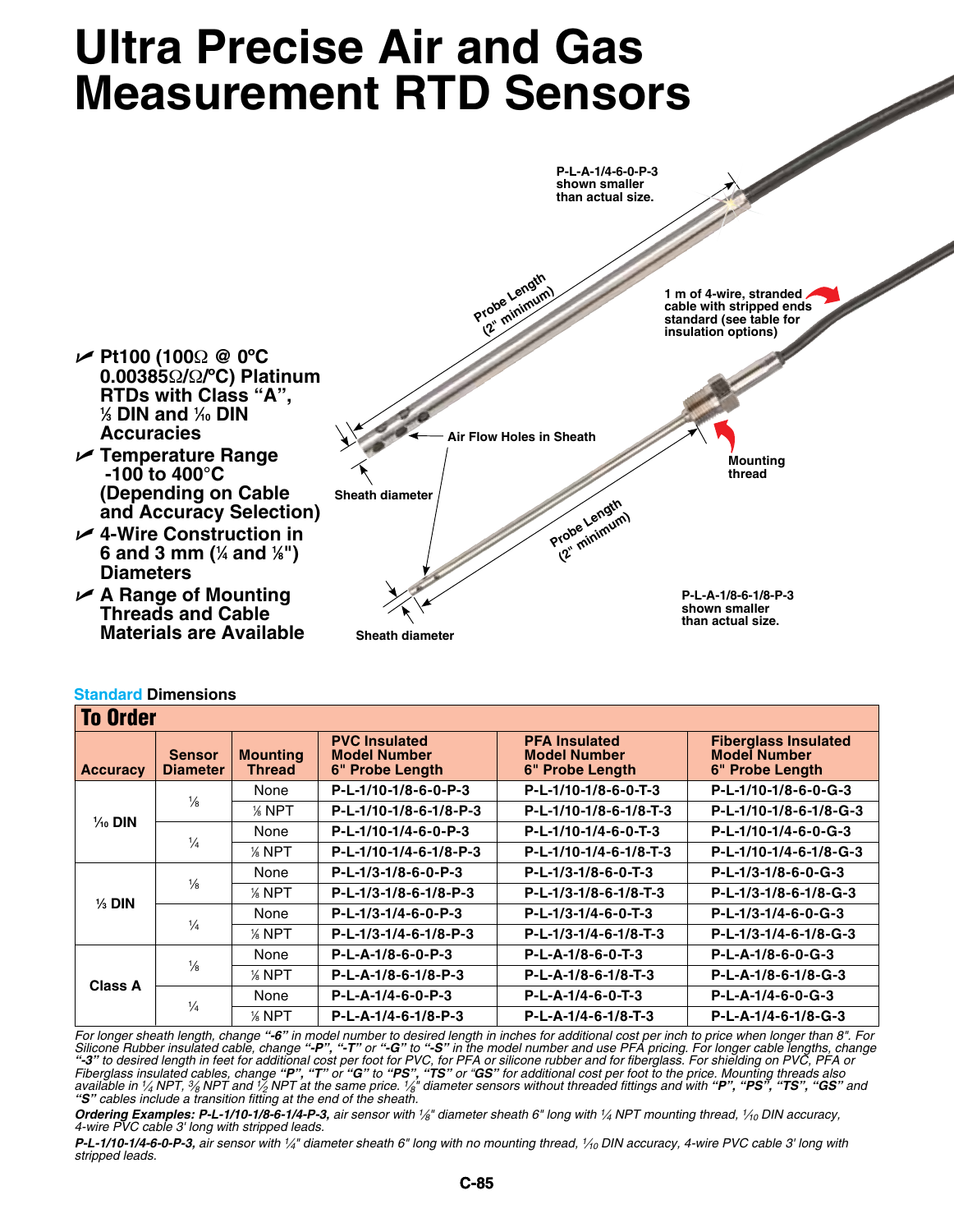# Ultra Precise Air and Gas Measurement RTD Sensors

- **Pt100 (100Ω @ 0°C 0.00385Ω/Ω/°C) Platinum RTDs with Class "A", 1/3 DIN and 1/10 DIN Accuracies**
- **Temperature Range -100 to 400°C (Depending on Cable and Accuracy Selection)**
- **4-Wire Construction in 6 and 3 mm (1/4 and 1/8") Diameters**
- **A Range of Mounting Threads and Cable Materials are Available**

P-L-A-1/4-6-0-P-3 shown smaller than actual size.

Probe Length (2" minimum)

1 m of 4-wire, stranded cable with stripped ends standard (see table for insulation options)

Air Flow Holes in Sheath

Sheath diameter

Mounting thread

Probe Length (2" minimum)

P-L-A-1/8-6-1/8-P-3 shown smaller than actual size.

Sheath diameter

**Standard Dimensions**

## To Order

| Accuracy | Sensor Diameter | Mounting Thread | PVC Insulated Model Number 6" Probe Length | PFA Insulated Model Number 6" Probe Length | Fiberglass Insulated Model Number 6" Probe Length |
|---|---|---|---|---|---|
| 1/10 DIN | 1/8 | None | P-L-1/10-1/8-6-0-P-3 | P-L-1/10-1/8-6-0-T-3 | P-L-1/10-1/8-6-0-G-3 |
| | | 1/8 NPT | P-L-1/10-1/8-6-1/8-P-3 | P-L-1/10-1/8-6-1/8-T-3 | P-L-1/10-1/8-6-1/8-G-3 |
| | 1/4 | None | P-L-1/10-1/4-6-0-P-3 | P-L-1/10-1/4-6-0-T-3 | P-L-1/10-1/4-6-0-G-3 |
| | | 1/8 NPT | P-L-1/10-1/4-6-1/8-P-3 | P-L-1/10-1/4-6-1/8-T-3 | P-L-1/10-1/4-6-1/8-G-3 |
| 1/3 DIN | 1/8 | None | P-L-1/3-1/8-6-0-P-3 | P-L-1/3-1/8-6-0-T-3 | P-L-1/3-1/8-6-0-G-3 |
| | | 1/8 NPT | P-L-1/3-1/8-6-1/8-P-3 | P-L-1/3-1/8-6-1/8-T-3 | P-L-1/3-1/8-6-1/8-G-3 |
| | 1/4 | None | P-L-1/3-1/4-6-0-P-3 | P-L-1/3-1/4-6-0-T-3 | P-L-1/3-1/4-6-0-G-3 |
| | | 1/8 NPT | P-L-1/3-1/4-6-1/8-P-3 | P-L-1/3-1/4-6-1/8-T-3 | P-L-1/3-1/4-6-1/8-G-3 |
| Class A | 1/8 | None | P-L-A-1/8-6-0-P-3 | P-L-A-1/8-6-0-T-3 | P-L-A-1/8-6-0-G-3 |
| | | 1/8 NPT | P-L-A-1/8-6-1/8-P-3 | P-L-A-1/8-6-1/8-T-3 | P-L-A-1/8-6-1/8-G-3 |
| | 1/4 | None | P-L-A-1/4-6-0-P-3 | P-L-A-1/4-6-0-T-3 | P-L-A-1/4-6-0-G-3 |
| | | 1/8 NPT | P-L-A-1/4-6-1/8-P-3 | P-L-A-1/4-6-1/8-T-3 | P-L-A-1/4-6-1/8-G-3 |

*For longer sheath length, change **"-6"** in model number to desired length in inches for additional cost per inch to price when longer than 8". For Silicone Rubber insulated cable, change **"-P"**, **"-T"** or **"-G"** to **"-S"** in the model number and use PFA pricing. For longer cable lengths, change **"-3"** to desired length in feet for additional cost per foot for PVC, for PFA or silicone rubber and for fiberglass. For shielding on PVC, PFA or Fiberglass insulated cables, change **"P"**, **"T"** or **"G"** to **"PS"**, **"TS"** or **"GS"** for additional cost per foot to the price. Mounting threads also available in 1/4 NPT, 3/8 NPT and 1/2 NPT at the same price. 1/8" diameter sensors without threaded fittings and with **"P"**, **"PS"**, **"TS"**, **"GS"** and **"S"** cables include a transition fitting at the end of the sheath.*

***Ordering Examples: P-L-1/10-1/8-6-1/4-P-3,** air sensor with 1/8" diameter sheath 6" long with 1/4 NPT mounting thread, 1/10 DIN accuracy, 4-wire PVC cable 3' long with stripped leads.*

***P-L-1/10-1/4-6-0-P-3,** air sensor with 1/4" diameter sheath 6" long with no mounting thread, 1/10 DIN accuracy, 4-wire PVC cable 3' long with stripped leads.*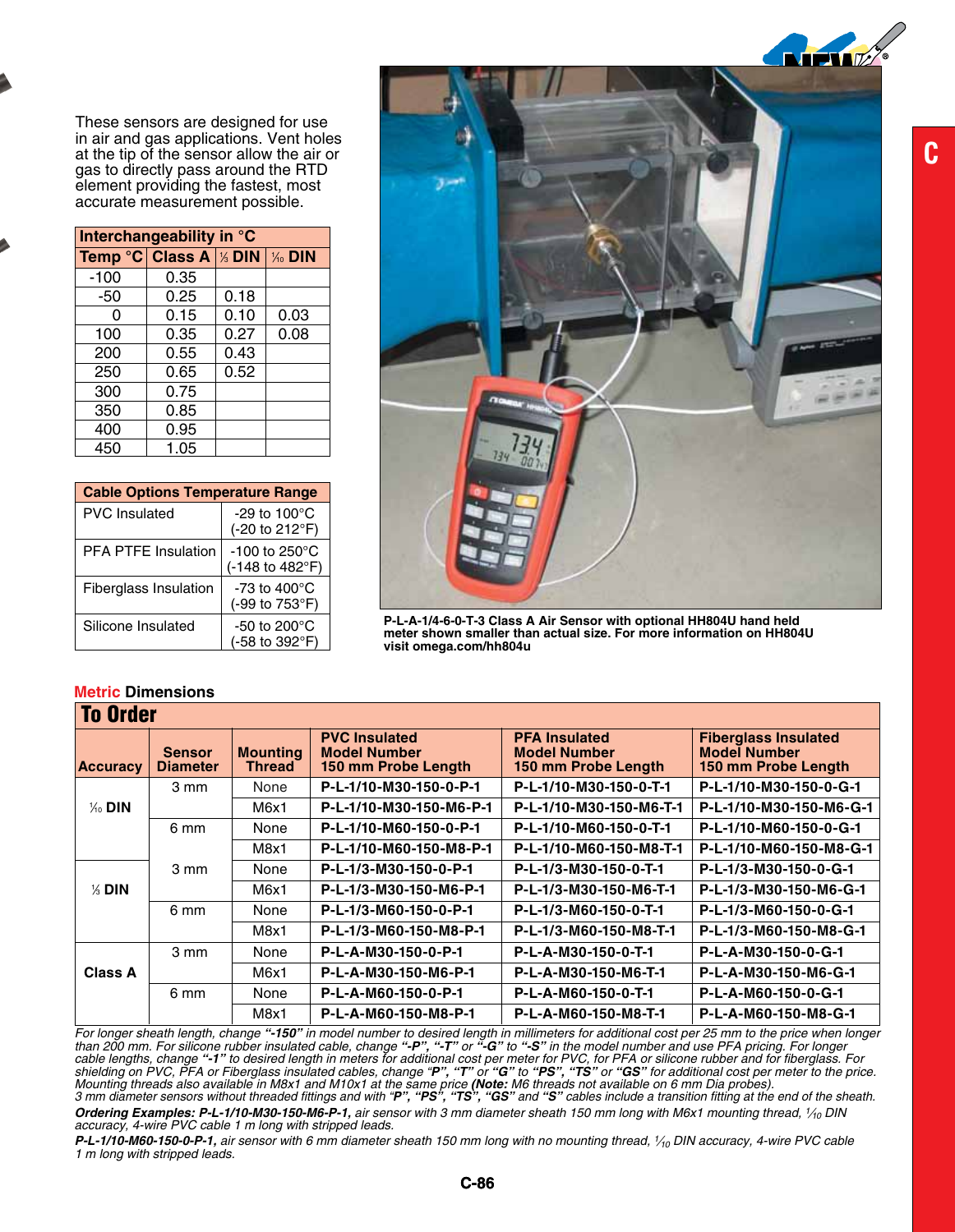These sensors are designed for use in air and gas applications. Vent holes at the tip of the sensor allow the air or gas to directly pass around the RTD element providing the fastest, most accurate measurement possible.

| Interchangeability in °C | | | |
|---|---|---|---|
| **Temp °C** | **Class A** | **⅓ DIN** | **¹⁄₁₀ DIN** |
| -100 | 0.35 | | |
| -50 | 0.25 | 0.18 | |
| 0 | 0.15 | 0.10 | 0.03 |
| 100 | 0.35 | 0.27 | 0.08 |
| 200 | 0.55 | 0.43 | |
| 250 | 0.65 | 0.52 | |
| 300 | 0.75 | | |
| 350 | 0.85 | | |
| 400 | 0.95 | | |
| 450 | 1.05 | | |

| Cable Options Temperature Range | |
|---|---|
| PVC Insulated | -29 to 100°C (-20 to 212°F) |
| PFA PTFE Insulation | -100 to 250°C (-148 to 482°F) |
| Fiberglass Insulation | -73 to 400°C (-99 to 753°F) |
| Silicone Insulated | -50 to 200°C (-58 to 392°F) |

**P-L-A-1/4-6-0-T-3 Class A Air Sensor with optional HH804U hand held meter shown smaller than actual size. For more information on HH804U visit omega.com/hh804u**

**Metric Dimensions**

## To Order

| Accuracy | Sensor Diameter | Mounting Thread | PVC Insulated Model Number 150 mm Probe Length | PFA Insulated Model Number 150 mm Probe Length | Fiberglass Insulated Model Number 150 mm Probe Length |
|---|---|---|---|---|---|
| ¹⁄₁₀ DIN | 3 mm | None | P-L-1/10-M30-150-0-P-1 | P-L-1/10-M30-150-0-T-1 | P-L-1/10-M30-150-0-G-1 |
| | | M6x1 | P-L-1/10-M30-150-M6-P-1 | P-L-1/10-M30-150-M6-T-1 | P-L-1/10-M30-150-M6-G-1 |
| | 6 mm | None | P-L-1/10-M60-150-0-P-1 | P-L-1/10-M60-150-0-T-1 | P-L-1/10-M60-150-0-G-1 |
| | | M8x1 | P-L-1/10-M60-150-M8-P-1 | P-L-1/10-M60-150-M8-T-1 | P-L-1/10-M60-150-M8-G-1 |
| ⅓ DIN | 3 mm | None | P-L-1/3-M30-150-0-P-1 | P-L-1/3-M30-150-0-T-1 | P-L-1/3-M30-150-0-G-1 |
| | | M6x1 | P-L-1/3-M30-150-M6-P-1 | P-L-1/3-M30-150-M6-T-1 | P-L-1/3-M30-150-M6-G-1 |
| | 6 mm | None | P-L-1/3-M60-150-0-P-1 | P-L-1/3-M60-150-0-T-1 | P-L-1/3-M60-150-0-G-1 |
| | | M8x1 | P-L-1/3-M60-150-M8-P-1 | P-L-1/3-M60-150-M8-T-1 | P-L-1/3-M60-150-M8-G-1 |
| Class A | 3 mm | None | P-L-A-M30-150-0-P-1 | P-L-A-M30-150-0-T-1 | P-L-A-M30-150-0-G-1 |
| | | M6x1 | P-L-A-M30-150-M6-P-1 | P-L-A-M30-150-M6-T-1 | P-L-A-M30-150-M6-G-1 |
| | 6 mm | None | P-L-A-M60-150-0-P-1 | P-L-A-M60-150-0-T-1 | P-L-A-M60-150-0-G-1 |
| | | M8x1 | P-L-A-M60-150-M8-P-1 | P-L-A-M60-150-M8-T-1 | P-L-A-M60-150-M8-G-1 |

*For longer sheath length, change **"-150"** in model number to desired length in millimeters for additional cost per 25 mm to the price when longer than 200 mm. For silicone rubber insulated cable, change **"-P"**, **"-T"** or **"-G"** to **"-S"** in the model number and use PFA pricing. For longer cable lengths, change **"-1"** to desired length in meters for additional cost per meter for PVC, for PFA or silicone rubber and for fiberglass. For shielding on PVC, PFA or Fiberglass insulated cables, change **"P"**, **"T"** or **"G"** to **"PS"**, **"TS"** or **"GS"** for additional cost per meter to the price. Mounting threads also available in M8x1 and M10x1 at the same price **(Note:** M6 threads not available on 6 mm Dia probes).*
*3 mm diameter sensors without threaded fittings and with **"P"**, **"PS"**, **"TS"**, **"GS"** and **"S"** cables include a transition fitting at the end of the sheath.*

***Ordering Examples: P-L-1/10-M30-150-M6-P-1,** air sensor with 3 mm diameter sheath 150 mm long with M6x1 mounting thread, ¹⁄₁₀ DIN accuracy, 4-wire PVC cable 1 m long with stripped leads.*

***P-L-1/10-M60-150-0-P-1,** air sensor with 6 mm diameter sheath 150 mm long with no mounting thread, ¹⁄₁₀ DIN accuracy, 4-wire PVC cable 1 m long with stripped leads.*